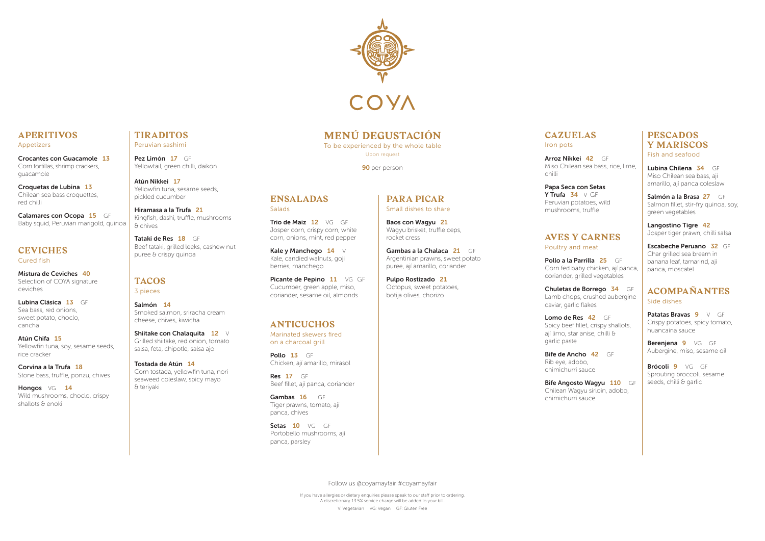# COYA

## APERITIVOS
Appetizers

**Crocantes con Guacamole** 13
Corn tortillas, shrimp crackers, guacamole

**Croquetas de Lubina** 13
Chilean sea bass croquettes, red chilli

**Calamares con Ocopa** 15 GF
Baby squid, Peruvian marigold, quinoa

## CEVICHES
Cured fish

**Mistura de Ceviches** 40
Selection of COYA signature ceviches

**Lubina Clásica** 13 GF
Sea bass, red onions, sweet potato, choclo, cancha

**Atún Chifa** 15
Yellowfin tuna, soy, sesame seeds, rice cracker

**Corvina a la Trufa** 18
Stone bass, truffle, ponzu, chives

**Hongos** VG 14
Wild mushrooms, choclo, crispy shallots & enoki

## TIRADITOS
Peruvian sashimi

**Pez Limón** 17 GF
Yellowtail, green chilli, daikon

**Atún Nikkei** 17
Yellowfin tuna, sesame seeds, pickled cucumber

**Hiramasa a la Trufa** 21
Kingfish, dashi, truffle, mushrooms & chives

**Tataki de Res** 18 GF
Beef tataki, grilled leeks, cashew nut puree & crispy quinoa

## TACOS
3 pieces

**Salmón** 14
Smoked salmon, sriracha cream cheese, chives, kiwicha

**Shiitake con Chalaquita** 12 V
Grilled shiitake, red onion, tomato salsa, feta, chipotle, salsa ajo

**Tostada de Atún** 14
Corn tostada, yellowfin tuna, nori seaweed coleslaw, spicy mayo & teriyaki

## MENÚ DEGUSTACIÓN
To be experienced by the whole table
Upon request

**90** per person

## ENSALADAS
Salads

**Trio de Maiz** 12 VG GF
Josper corn, crispy corn, white corn, onions, mint, red pepper

**Kale y Manchego** 14 V
Kale, candied walnuts, goji berries, manchego

**Picante de Pepino** 11 VG GF
Cucumber, green apple, miso, coriander, sesame oil, almonds

## ANTICUCHOS
Marinated skewers fired on a charcoal grill

**Pollo** 13 GF
Chicken, ají amarillo, mirasol

**Res** 17 GF
Beef fillet, ají panca, coriander

**Gambas** 16 GF
Tiger prawns, tomato, ají panca, chives

**Setas** 10 VG GF
Portobello mushrooms, ají panca, parsley

## PARA PICAR
Small dishes to share

**Baos con Wagyu** 21
Wagyu brisket, truffle ceps, rocket cress

**Gambas a la Chalaca** 21 GF
Argentinian prawns, sweet potato puree, ají amarillo, coriander

**Pulpo Rostizado** 21
Octopus, sweet potatoes, botija olives, chorizo

## CAZUELAS
Iron pots

**Arroz Nikkei** 42 GF
Miso Chilean sea bass, rice, lime, chilli

**Papa Seca con Setas Y Trufa** 34 V GF
Peruvian potatoes, wild mushrooms, truffle

## AVES Y CARNES
Poultry and meat

**Pollo a la Parrilla** 25 GF
Corn fed baby chicken, ají panca, coriander, grilled vegetables

**Chuletas de Borrego** 34 GF
Lamb chops, crushed aubergine caviar, garlic flakes

**Lomo de Res** 42 GF
Spicy beef fillet, crispy shallots, ají limo, star anise, chilli & garlic paste

**Bife de Ancho** 42 GF
Rib eye, adobo, chimichurri sauce

**Bife Angosto Wagyu** 110 GF
Chilean Wagyu sirloin, adobo, chimichurri sauce

## PESCADOS Y MARISCOS
Fish and seafood

**Lubina Chilena** 34 GF
Miso Chilean sea bass, ají amarillo, ají panca coleslaw

**Salmón a la Brasa** 27 GF
Salmon fillet, stir-fry quinoa, soy, green vegetables

**Langostino Tigre** 42
Josper tiger prawn, chilli salsa

**Escabeche Peruano** 32 GF
Char grilled sea bream in banana leaf, tamarind, ají panca, moscatel

## ACOMPAÑANTES
Side dishes

**Patatas Bravas** 9 V GF
Crispy potatoes, spicy tomato, huancaina sauce

**Berenjena** 9 VG GF
Aubergine, miso, sesame oil

**Brócoli** 9 VG GF
Sprouting broccoli, sesame seeds, chilli & garlic

Follow us @coyamayfair #coyamayfair

If you have allergies or dietary enquiries please speak to our staff prior to ordering.
A discretionary 13.5% service charge will be added to your bill.

V: Vegetarian VG: Vegan GF: Gluten Free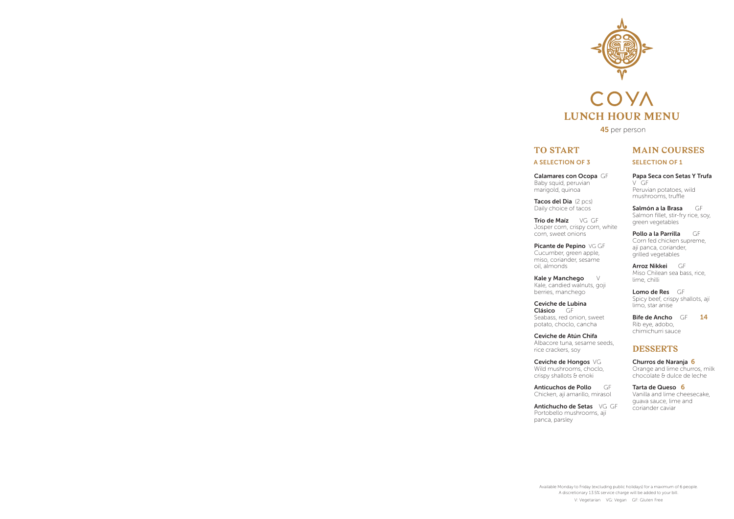# COYA

## LUNCH HOUR MENU

**45** per person

## TO START

### A SELECTION OF 3

**Calamares con Ocopa** GF
Baby squid, peruvian marigold, quinoa

**Tacos del Dia** (2 pcs)
Daily choice of tacos

**Trío de Maíz** VG GF
Josper corn, crispy corn, white corn, sweet onions

**Picante de Pepino** VG GF
Cucumber, green apple, miso, coriander, sesame oil, almonds

**Kale y Manchego** V
Kale, candied walnuts, goji berries, manchego

**Ceviche de Lubina Clásico** GF
Seabass, red onion, sweet potato, choclo, cancha

**Ceviche de Atún Chifa**
Albacore tuna, sesame seeds, rice crackers, soy

**Ceviche de Hongos** VG
Wild mushrooms, choclo, crispy shallots & enoki

**Anticuchos de Pollo** GF
Chicken, ají amarillo, mirasol

**Antichucho de Setas** VG GF
Portobello mushrooms, ají panca, parsley

## MAIN COURSES

### SELECTION OF 1

**Papa Seca con Setas Y Trufa** V GF
Peruvian potatoes, wild mushrooms, truffle

**Salmón a la Brasa** GF
Salmon fillet, stir-fry rice, soy, green vegetables

**Pollo a la Parrilla** GF
Corn fed chicken supreme, ají panca, coriander, grilled vegetables

**Arroz Nikkei** GF
Miso Chilean sea bass, rice, lime, chilli

**Lomo de Res** GF
Spicy beef, crispy shallots, ají limo, star anise

**Bife de Ancho** GF **14**
Rib eye, adobo, chimichurri sauce

## DESSERTS

**Churros de Naranja** **6**
Orange and lime churros, milk chocolate & dulce de leche

**Tarta de Queso** **6**
Vanilla and lime cheesecake, guava sauce, lime and coriander caviar

Available Monday to Friday (excluding public holidays) for a maximum of 6 people.
A discretionary 13.5% service charge will be added to your bill.

V: Vegetarian VG: Vegan GF: Gluten Free